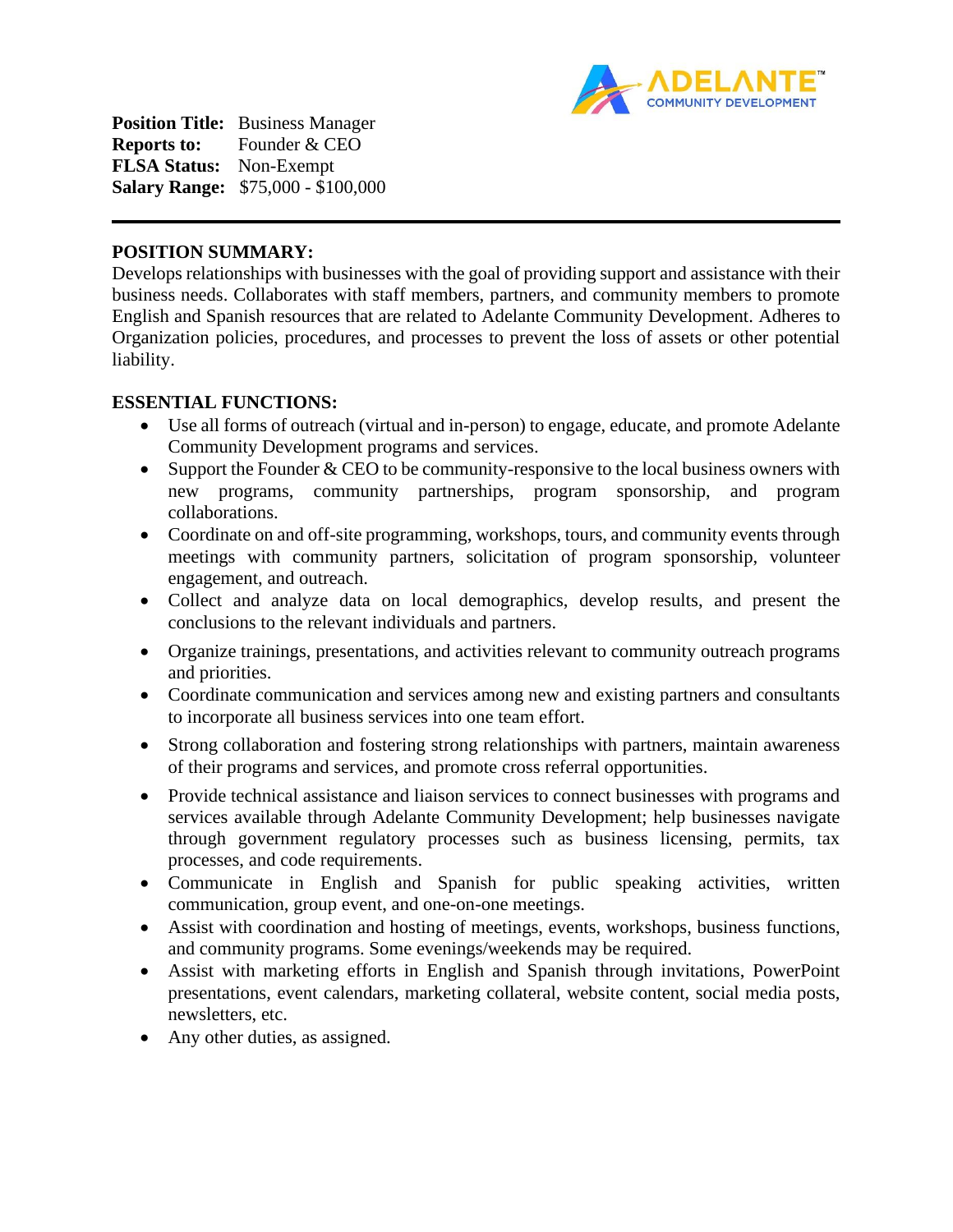**Position Title:** Business Manager
**Reports to:** Founder & CEO
**FLSA Status:** Non-Exempt
**Salary Range:** $75,000 - $100,000

---

## POSITION SUMMARY:

Develops relationships with businesses with the goal of providing support and assistance with their business needs. Collaborates with staff members, partners, and community members to promote English and Spanish resources that are related to Adelante Community Development. Adheres to Organization policies, procedures, and processes to prevent the loss of assets or other potential liability.

## ESSENTIAL FUNCTIONS:

- Use all forms of outreach (virtual and in-person) to engage, educate, and promote Adelante Community Development programs and services.
- Support the Founder & CEO to be community-responsive to the local business owners with new programs, community partnerships, program sponsorship, and program collaborations.
- Coordinate on and off-site programming, workshops, tours, and community events through meetings with community partners, solicitation of program sponsorship, volunteer engagement, and outreach.
- Collect and analyze data on local demographics, develop results, and present the conclusions to the relevant individuals and partners.
- Organize trainings, presentations, and activities relevant to community outreach programs and priorities.
- Coordinate communication and services among new and existing partners and consultants to incorporate all business services into one team effort.
- Strong collaboration and fostering strong relationships with partners, maintain awareness of their programs and services, and promote cross referral opportunities.
- Provide technical assistance and liaison services to connect businesses with programs and services available through Adelante Community Development; help businesses navigate through government regulatory processes such as business licensing, permits, tax processes, and code requirements.
- Communicate in English and Spanish for public speaking activities, written communication, group event, and one-on-one meetings.
- Assist with coordination and hosting of meetings, events, workshops, business functions, and community programs. Some evenings/weekends may be required.
- Assist with marketing efforts in English and Spanish through invitations, PowerPoint presentations, event calendars, marketing collateral, website content, social media posts, newsletters, etc.
- Any other duties, as assigned.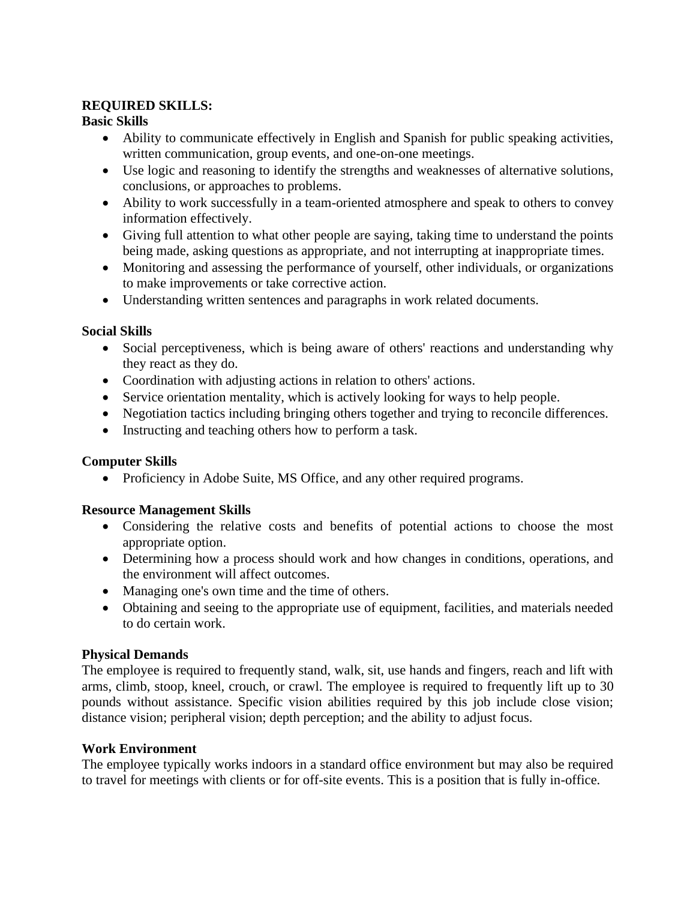**REQUIRED SKILLS:**

**Basic Skills**

- Ability to communicate effectively in English and Spanish for public speaking activities, written communication, group events, and one-on-one meetings.
- Use logic and reasoning to identify the strengths and weaknesses of alternative solutions, conclusions, or approaches to problems.
- Ability to work successfully in a team-oriented atmosphere and speak to others to convey information effectively.
- Giving full attention to what other people are saying, taking time to understand the points being made, asking questions as appropriate, and not interrupting at inappropriate times.
- Monitoring and assessing the performance of yourself, other individuals, or organizations to make improvements or take corrective action.
- Understanding written sentences and paragraphs in work related documents.

**Social Skills**

- Social perceptiveness, which is being aware of others' reactions and understanding why they react as they do.
- Coordination with adjusting actions in relation to others' actions.
- Service orientation mentality, which is actively looking for ways to help people.
- Negotiation tactics including bringing others together and trying to reconcile differences.
- Instructing and teaching others how to perform a task.

**Computer Skills**

- Proficiency in Adobe Suite, MS Office, and any other required programs.

**Resource Management Skills**

- Considering the relative costs and benefits of potential actions to choose the most appropriate option.
- Determining how a process should work and how changes in conditions, operations, and the environment will affect outcomes.
- Managing one's own time and the time of others.
- Obtaining and seeing to the appropriate use of equipment, facilities, and materials needed to do certain work.

**Physical Demands**

The employee is required to frequently stand, walk, sit, use hands and fingers, reach and lift with arms, climb, stoop, kneel, crouch, or crawl. The employee is required to frequently lift up to 30 pounds without assistance. Specific vision abilities required by this job include close vision; distance vision; peripheral vision; depth perception; and the ability to adjust focus.

**Work Environment**

The employee typically works indoors in a standard office environment but may also be required to travel for meetings with clients or for off-site events. This is a position that is fully in-office.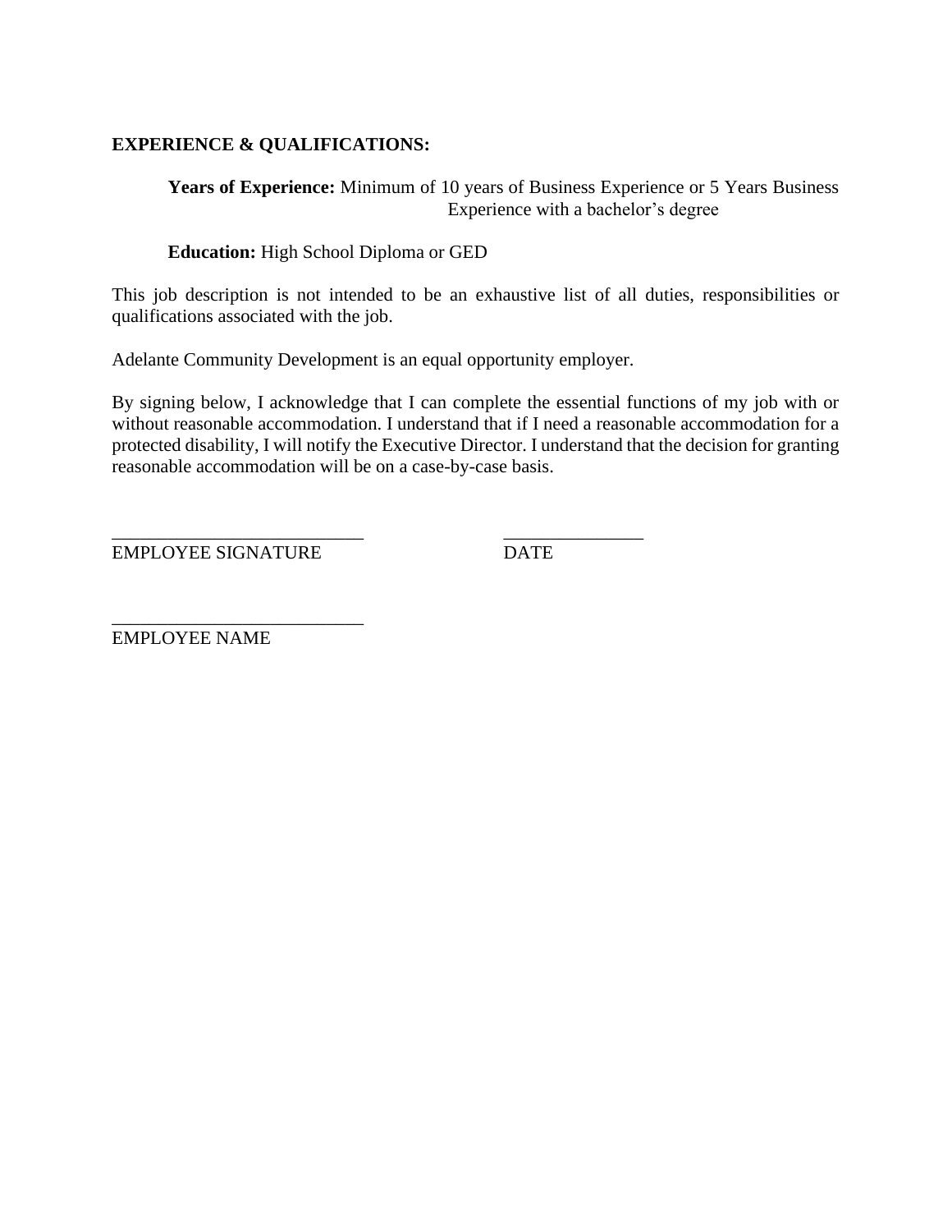**EXPERIENCE & QUALIFICATIONS:**

**Years of Experience:** Minimum of 10 years of Business Experience or 5 Years Business Experience with a bachelor's degree

**Education:** High School Diploma or GED

This job description is not intended to be an exhaustive list of all duties, responsibilities or qualifications associated with the job.

Adelante Community Development is an equal opportunity employer.

By signing below, I acknowledge that I can complete the essential functions of my job with or without reasonable accommodation. I understand that if I need a reasonable accommodation for a protected disability, I will notify the Executive Director. I understand that the decision for granting reasonable accommodation will be on a case-by-case basis.

___________________________ _______________

EMPLOYEE SIGNATURE DATE

___________________________

EMPLOYEE NAME